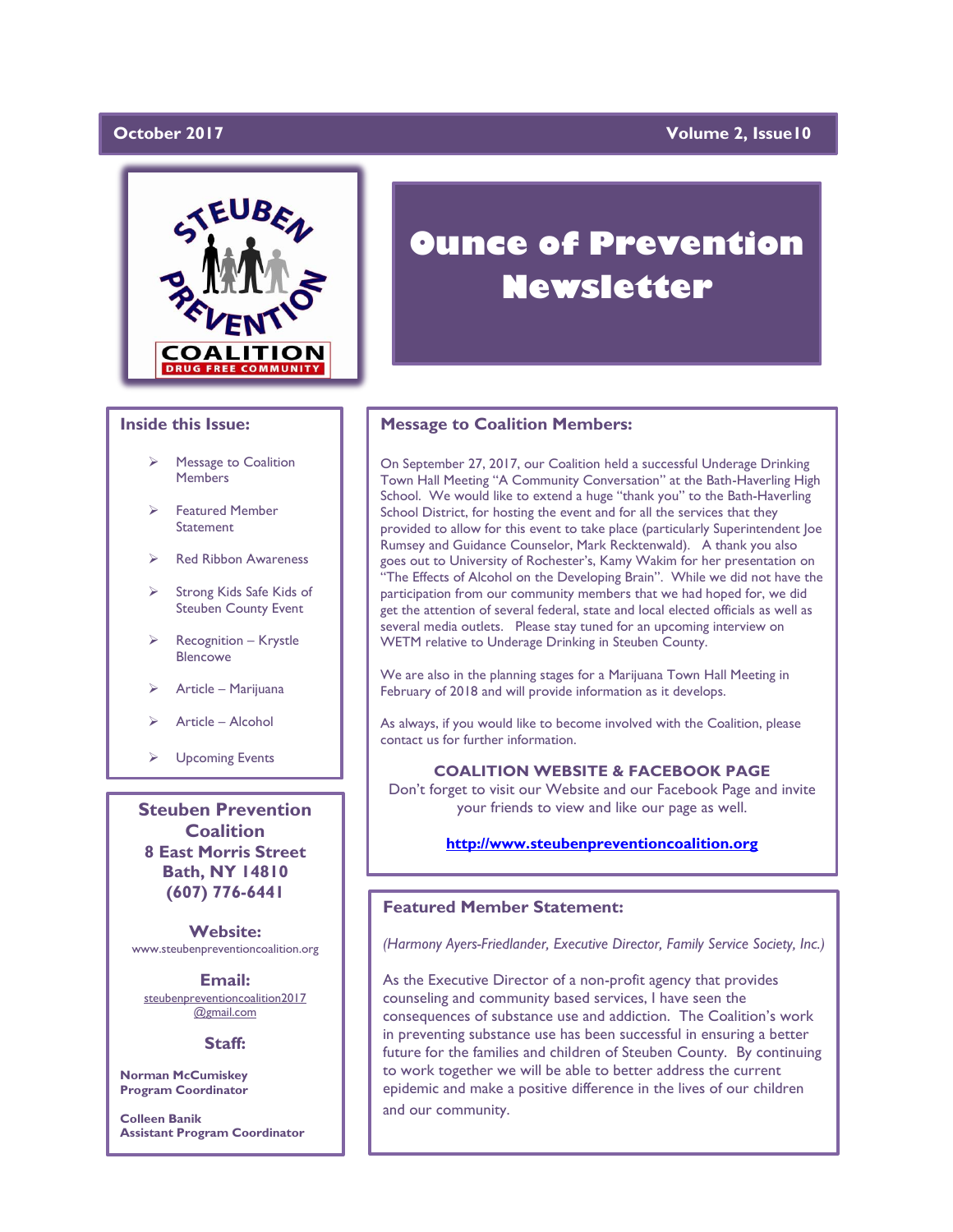October 2017 — Volume 2, Issue10

STEUBEN PREVENTION COALITION
DRUG FREE COMMUNITY

# Ounce of Prevention Newsletter

## Inside this Issue:

- Message to Coalition Members
- Featured Member Statement
- Red Ribbon Awareness
- Strong Kids Safe Kids of Steuben County Event
- Recognition – Krystle Blencowe
- Article – Marijuana
- Article – Alcohol
- Upcoming Events

**Steuben Prevention Coalition**
**8 East Morris Street**
**Bath, NY 14810**
**(607) 776-6441**

**Website:**
www.steubenpreventioncoalition.org

**Email:**
steubenpreventioncoalition2017@gmail.com

**Staff:**

**Norman McCumiskey**
**Program Coordinator**

**Colleen Banik**
**Assistant Program Coordinator**

## Message to Coalition Members:

On September 27, 2017, our Coalition held a successful Underage Drinking Town Hall Meeting "A Community Conversation" at the Bath-Haverling High School. We would like to extend a huge "thank you" to the Bath-Haverling School District, for hosting the event and for all the services that they provided to allow for this event to take place (particularly Superintendent Joe Rumsey and Guidance Counselor, Mark Recktenwald). A thank you also goes out to University of Rochester's, Kamy Wakim for her presentation on "The Effects of Alcohol on the Developing Brain". While we did not have the participation from our community members that we had hoped for, we did get the attention of several federal, state and local elected officials as well as several media outlets. Please stay tuned for an upcoming interview on WETM relative to Underage Drinking in Steuben County.

We are also in the planning stages for a Marijuana Town Hall Meeting in February of 2018 and will provide information as it develops.

As always, if you would like to become involved with the Coalition, please contact us for further information.

**COALITION WEBSITE & FACEBOOK PAGE**

Don't forget to visit our Website and our Facebook Page and invite your friends to view and like our page as well.

**http://www.steubenpreventioncoalition.org**

## Featured Member Statement:

*(Harmony Ayers-Friedlander, Executive Director, Family Service Society, Inc.)*

As the Executive Director of a non-profit agency that provides counseling and community based services, I have seen the consequences of substance use and addiction. The Coalition's work in preventing substance use has been successful in ensuring a better future for the families and children of Steuben County. By continuing to work together we will be able to better address the current epidemic and make a positive difference in the lives of our children and our community.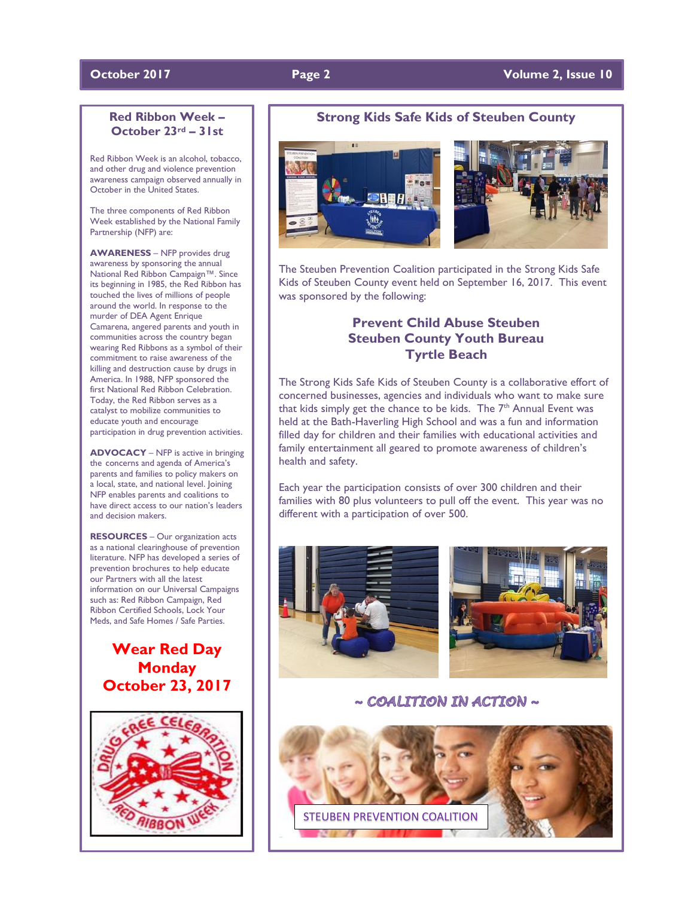## Red Ribbon Week – October 23rd – 31st

Red Ribbon Week is an alcohol, tobacco, and other drug and violence prevention awareness campaign observed annually in October in the United States.

The three components of Red Ribbon Week established by the National Family Partnership (NFP) are:

**AWARENESS** – NFP provides drug awareness by sponsoring the annual National Red Ribbon Campaign™. Since its beginning in 1985, the Red Ribbon has touched the lives of millions of people around the world. In response to the murder of DEA Agent Enrique Camarena, angered parents and youth in communities across the country began wearing Red Ribbons as a symbol of their commitment to raise awareness of the killing and destruction cause by drugs in America. In 1988, NFP sponsored the first National Red Ribbon Celebration. Today, the Red Ribbon serves as a catalyst to mobilize communities to educate youth and encourage participation in drug prevention activities.

**ADVOCACY** – NFP is active in bringing the concerns and agenda of America's parents and families to policy makers on a local, state, and national level. Joining NFP enables parents and coalitions to have direct access to our nation's leaders and decision makers.

**RESOURCES** – Our organization acts as a national clearinghouse of prevention literature. NFP has developed a series of prevention brochures to help educate our Partners with all the latest information on our Universal Campaigns such as: Red Ribbon Campaign, Red Ribbon Certified Schools, Lock Your Meds, and Safe Homes / Safe Parties.

**Wear Red Day**
**Monday**
**October 23, 2017**

DRUG FREE CELEBRATION
RED RIBBON WEEK

## Strong Kids Safe Kids of Steuben County

The Steuben Prevention Coalition participated in the Strong Kids Safe Kids of Steuben County event held on September 16, 2017. This event was sponsored by the following:

**Prevent Child Abuse Steuben**
**Steuben County Youth Bureau**
**Tyrtle Beach**

The Strong Kids Safe Kids of Steuben County is a collaborative effort of concerned businesses, agencies and individuals who want to make sure that kids simply get the chance to be kids. The 7th Annual Event was held at the Bath-Haverling High School and was a fun and information filled day for children and their families with educational activities and family entertainment all geared to promote awareness of children's health and safety.

Each year the participation consists of over 300 children and their families with 80 plus volunteers to pull off the event. This year was no different with a participation of over 500.

*~ COALITION IN ACTION ~*

STEUBEN PREVENTION COALITION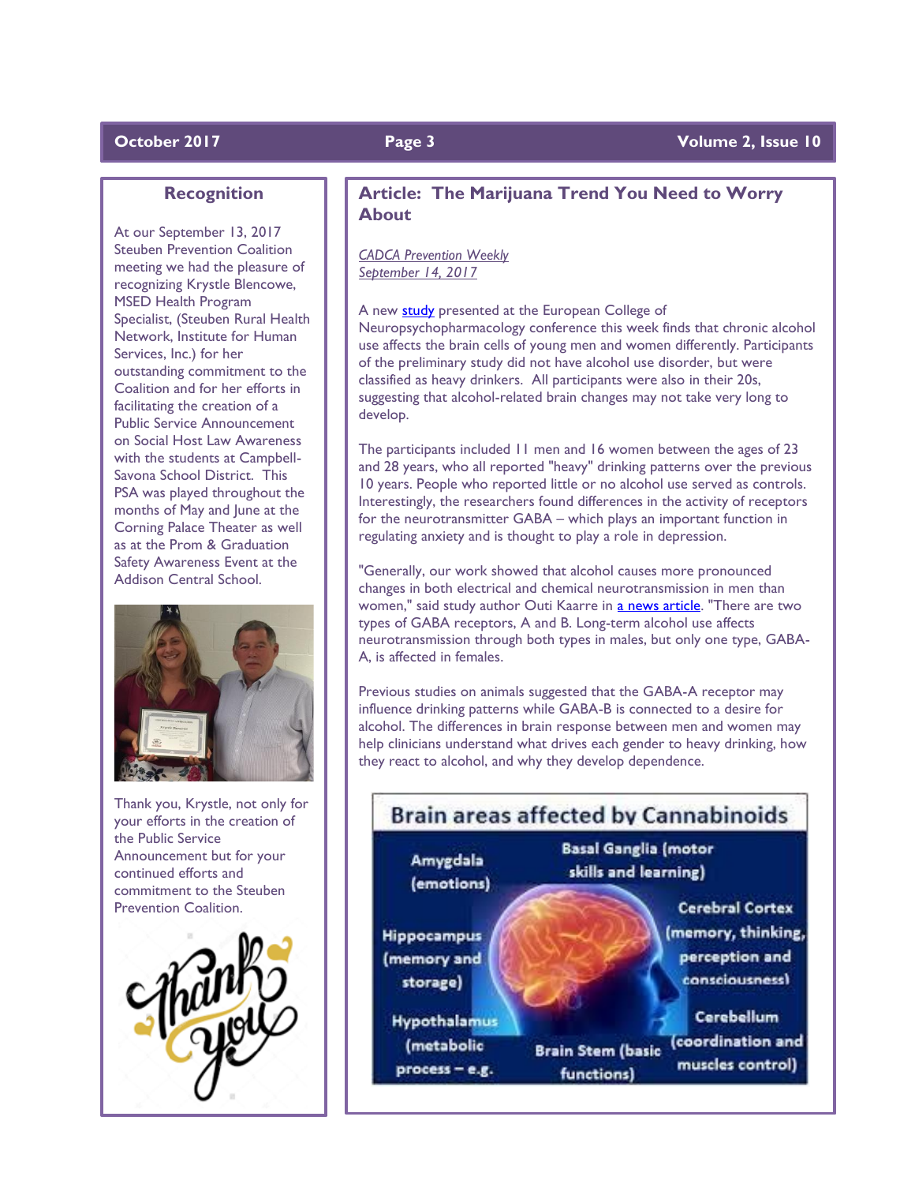## Recognition

At our September 13, 2017 Steuben Prevention Coalition meeting we had the pleasure of recognizing Krystle Blencowe, MSED Health Program Specialist, (Steuben Rural Health Network, Institute for Human Services, Inc.) for her outstanding commitment to the Coalition and for her efforts in facilitating the creation of a Public Service Announcement on Social Host Law Awareness with the students at Campbell-Savona School District. This PSA was played throughout the months of May and June at the Corning Palace Theater as well as at the Prom & Graduation Safety Awareness Event at the Addison Central School.

Thank you, Krystle, not only for your efforts in the creation of the Public Service Announcement but for your continued efforts and commitment to the Steuben Prevention Coalition.

## Article: The Marijuana Trend You Need to Worry About

*CADCA Prevention Weekly*
*September 14, 2017*

A new study presented at the European College of Neuropsychopharmacology conference this week finds that chronic alcohol use affects the brain cells of young men and women differently. Participants of the preliminary study did not have alcohol use disorder, but were classified as heavy drinkers. All participants were also in their 20s, suggesting that alcohol-related brain changes may not take very long to develop.

The participants included 11 men and 16 women between the ages of 23 and 28 years, who all reported "heavy" drinking patterns over the previous 10 years. People who reported little or no alcohol use served as controls. Interestingly, the researchers found differences in the activity of receptors for the neurotransmitter GABA – which plays an important function in regulating anxiety and is thought to play a role in depression.

"Generally, our work showed that alcohol causes more pronounced changes in both electrical and chemical neurotransmission in men than women," said study author Outi Kaarre in a news article. "There are two types of GABA receptors, A and B. Long-term alcohol use affects neurotransmission through both types in males, but only one type, GABA-A, is affected in females.

Previous studies on animals suggested that the GABA-A receptor may influence drinking patterns while GABA-B is connected to a desire for alcohol. The differences in brain response between men and women may help clinicians understand what drives each gender to heavy drinking, how they react to alcohol, and why they develop dependence.

Brain areas affected by Cannabinoids

Amygdala (emotions)
Basal Ganglia (motor skills and learning)
Cerebral Cortex (memory, thinking, perception and consciousness)
Hippocampus (memory and storage)
Hypothalamus (metabolic process – e.g.
Brain Stem (basic functions)
Cerebellum (coordination and muscles control)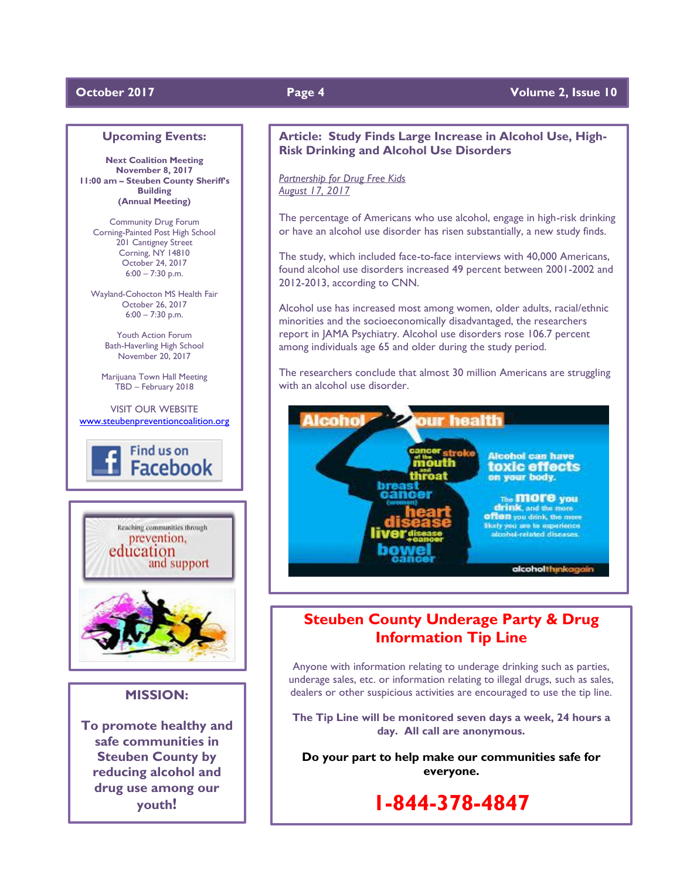## Upcoming Events:

**Next Coalition Meeting**
**November 8, 2017**
**11:00 am – Steuben County Sheriff's Building**
**(Annual Meeting)**

Community Drug Forum
Corning-Painted Post High School
201 Cantigney Street
Corning, NY 14810
October 24, 2017
6:00 – 7:30 p.m.

Wayland-Cohocton MS Health Fair
October 26, 2017
6:00 – 7:30 p.m.

Youth Action Forum
Bath-Haverling High School
November 20, 2017

Marijuana Town Hall Meeting
TBD – February 2018

VISIT OUR WEBSITE
www.steubenpreventioncoalition.org

Find us on Facebook

Reaching communities through prevention, education and support

## MISSION:

**To promote healthy and safe communities in Steuben County by reducing alcohol and drug use among our youth!**

## Article: Study Finds Large Increase in Alcohol Use, High-Risk Drinking and Alcohol Use Disorders

*Partnership for Drug Free Kids*
*August 17, 2017*

The percentage of Americans who use alcohol, engage in high-risk drinking or have an alcohol use disorder has risen substantially, a new study finds.

The study, which included face-to-face interviews with 40,000 Americans, found alcohol use disorders increased 49 percent between 2001-2002 and 2012-2013, according to CNN.

Alcohol use has increased most among women, older adults, racial/ethnic minorities and the socioeconomically disadvantaged, the researchers report in JAMA Psychiatry. Alcohol use disorders rose 106.7 percent among individuals age 65 and older during the study period.

The researchers conclude that almost 30 million Americans are struggling with an alcohol use disorder.

Alcohol & your health

cancer of the mouth and throat
stroke
breast cancer (women)
heart disease
liver disease + cancer
bowel cancer

Alcohol can have toxic effects on your body.

The more you drink, and the more often you drink, the more likely you are to experience alcohol-related diseases.

alcoholthinkagain

## Steuben County Underage Party & Drug Information Tip Line

Anyone with information relating to underage drinking such as parties, underage sales, etc. or information relating to illegal drugs, such as sales, dealers or other suspicious activities are encouraged to use the tip line.

**The Tip Line will be monitored seven days a week, 24 hours a day. All call are anonymous.**

**Do your part to help make our communities safe for everyone.**

**1-844-378-4847**